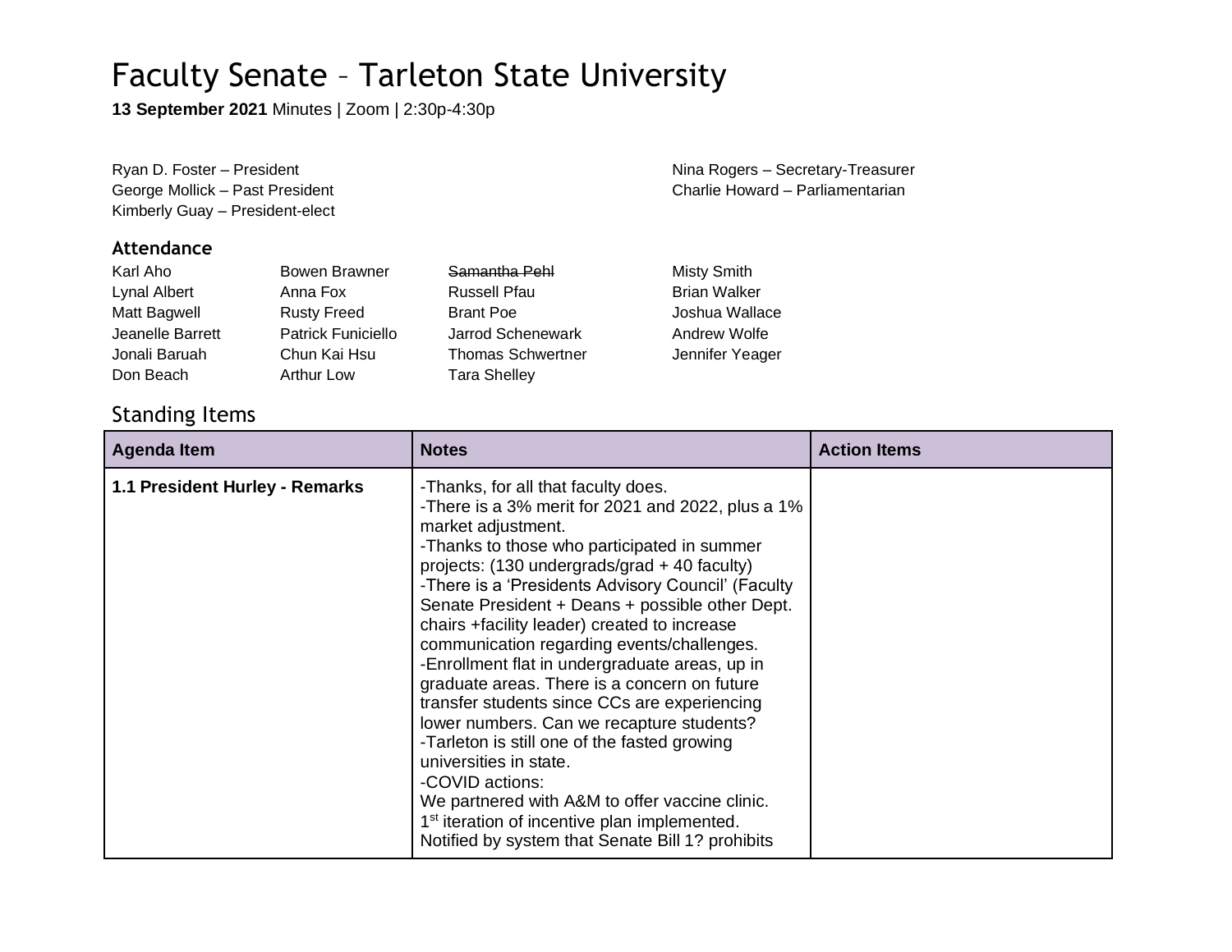# Faculty Senate – Tarleton State University

**13 September 2021** Minutes | Zoom | 2:30p-4:30p

Ryan D. Foster – President
George Mollick – Past President
Kimberly Guay – President-elect
Nina Rogers – Secretary-Treasurer
Charlie Howard – Parliamentarian

### Attendance

Karl Aho
Lynal Albert
Matt Bagwell
Jeanelle Barrett
Jonali Baruah
Don Beach
Bowen Brawner
Anna Fox
Rusty Freed
Patrick Funiciello
Chun Kai Hsu
Arthur Low
~~Samantha Pehl~~
Russell Pfau
Brant Poe
Jarrod Schenewark
Thomas Schwertner
Tara Shelley
Misty Smith
Brian Walker
Joshua Wallace
Andrew Wolfe
Jennifer Yeager

## Standing Items

| Agenda Item | Notes | Action Items |
| --- | --- | --- |
| **1.1 President Hurley - Remarks** | -Thanks, for all that faculty does.<br>-There is a 3% merit for 2021 and 2022, plus a 1% market adjustment.<br>-Thanks to those who participated in summer projects: (130 undergrads/grad + 40 faculty)<br>-There is a 'Presidents Advisory Council' (Faculty Senate President + Deans + possible other Dept. chairs +facility leader) created to increase communication regarding events/challenges.<br>-Enrollment flat in undergraduate areas, up in graduate areas. There is a concern on future transfer students since CCs are experiencing lower numbers. Can we recapture students?<br>-Tarleton is still one of the fasted growing universities in state.<br>-COVID actions:<br>We partnered with A&M to offer vaccine clinic.<br>1st iteration of incentive plan implemented.<br>Notified by system that Senate Bill 1? prohibits | |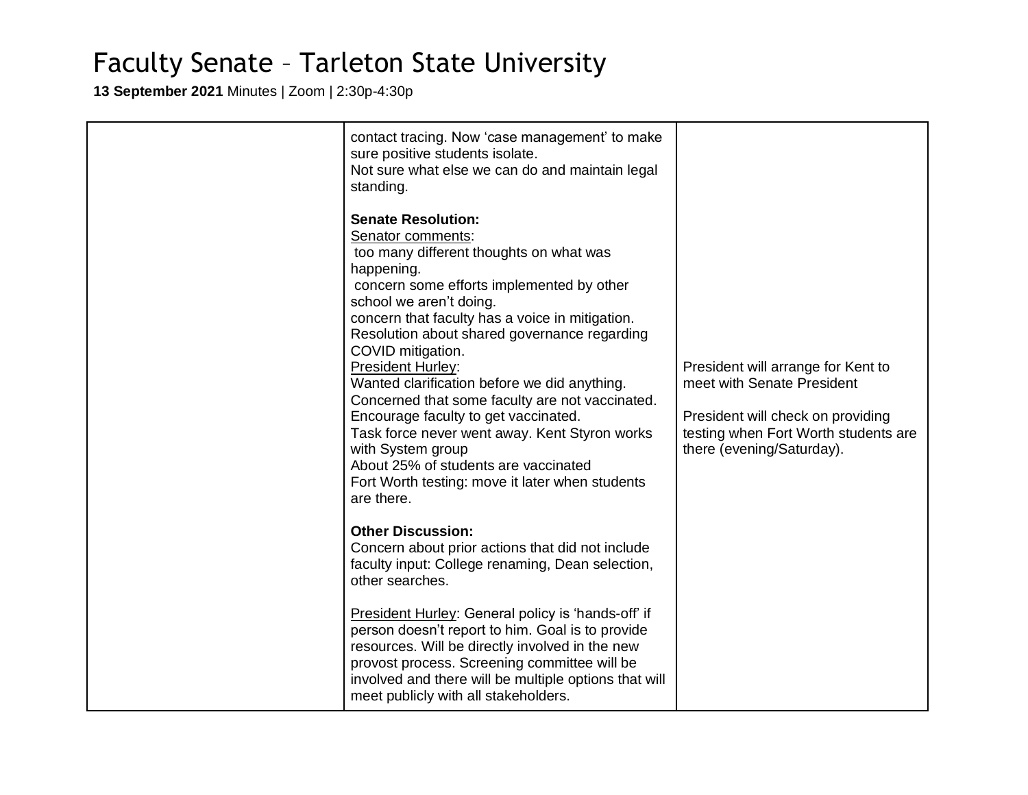# Faculty Senate – Tarleton State University

**13 September 2021** Minutes | Zoom | 2:30p-4:30p

| | | |
|---|---|---|
| | contact tracing. Now 'case management' to make sure positive students isolate.<br>Not sure what else we can do and maintain legal standing.<br><br>**Senate Resolution:**<br>Senator comments:<br>too many different thoughts on what was happening.<br>concern some efforts implemented by other school we aren't doing.<br>concern that faculty has a voice in mitigation.<br>Resolution about shared governance regarding COVID mitigation.<br>President Hurley:<br>Wanted clarification before we did anything.<br>Concerned that some faculty are not vaccinated.<br>Encourage faculty to get vaccinated.<br>Task force never went away. Kent Styron works with System group<br>About 25% of students are vaccinated<br>Fort Worth testing: move it later when students are there.<br><br>**Other Discussion:**<br>Concern about prior actions that did not include faculty input: College renaming, Dean selection, other searches.<br><br>President Hurley: General policy is 'hands-off' if person doesn't report to him. Goal is to provide resources. Will be directly involved in the new provost process. Screening committee will be involved and there will be multiple options that will meet publicly with all stakeholders. | President will arrange for Kent to meet with Senate President<br><br>President will check on providing testing when Fort Worth students are there (evening/Saturday). |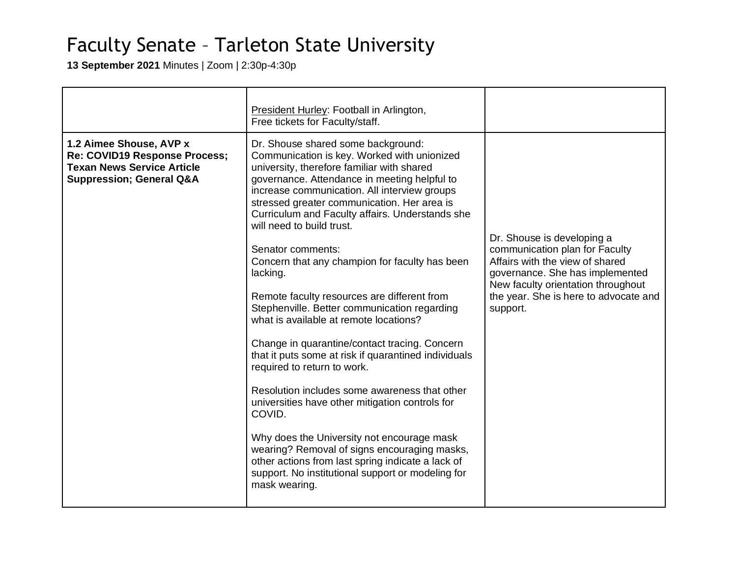# Faculty Senate – Tarleton State University

**13 September 2021** Minutes | Zoom | 2:30p-4:30p

| | | |
|---|---|---|
| | President Hurley: Football in Arlington, Free tickets for Faculty/staff. | |
| **1.2 Aimee Shouse, AVP x Re: COVID19 Response Process; Texan News Service Article Suppression; General Q&A** | Dr. Shouse shared some background: Communication is key. Worked with unionized university, therefore familiar with shared governance. Attendance in meeting helpful to increase communication. All interview groups stressed greater communication. Her area is Curriculum and Faculty affairs. Understands she will need to build trust.<br><br>Senator comments:<br>Concern that any champion for faculty has been lacking.<br><br>Remote faculty resources are different from Stephenville. Better communication regarding what is available at remote locations?<br><br>Change in quarantine/contact tracing. Concern that it puts some at risk if quarantined individuals required to return to work.<br><br>Resolution includes some awareness that other universities have other mitigation controls for COVID.<br><br>Why does the University not encourage mask wearing? Removal of signs encouraging masks, other actions from last spring indicate a lack of support. No institutional support or modeling for mask wearing. | Dr. Shouse is developing a communication plan for Faculty Affairs with the view of shared governance. She has implemented New faculty orientation throughout the year. She is here to advocate and support. |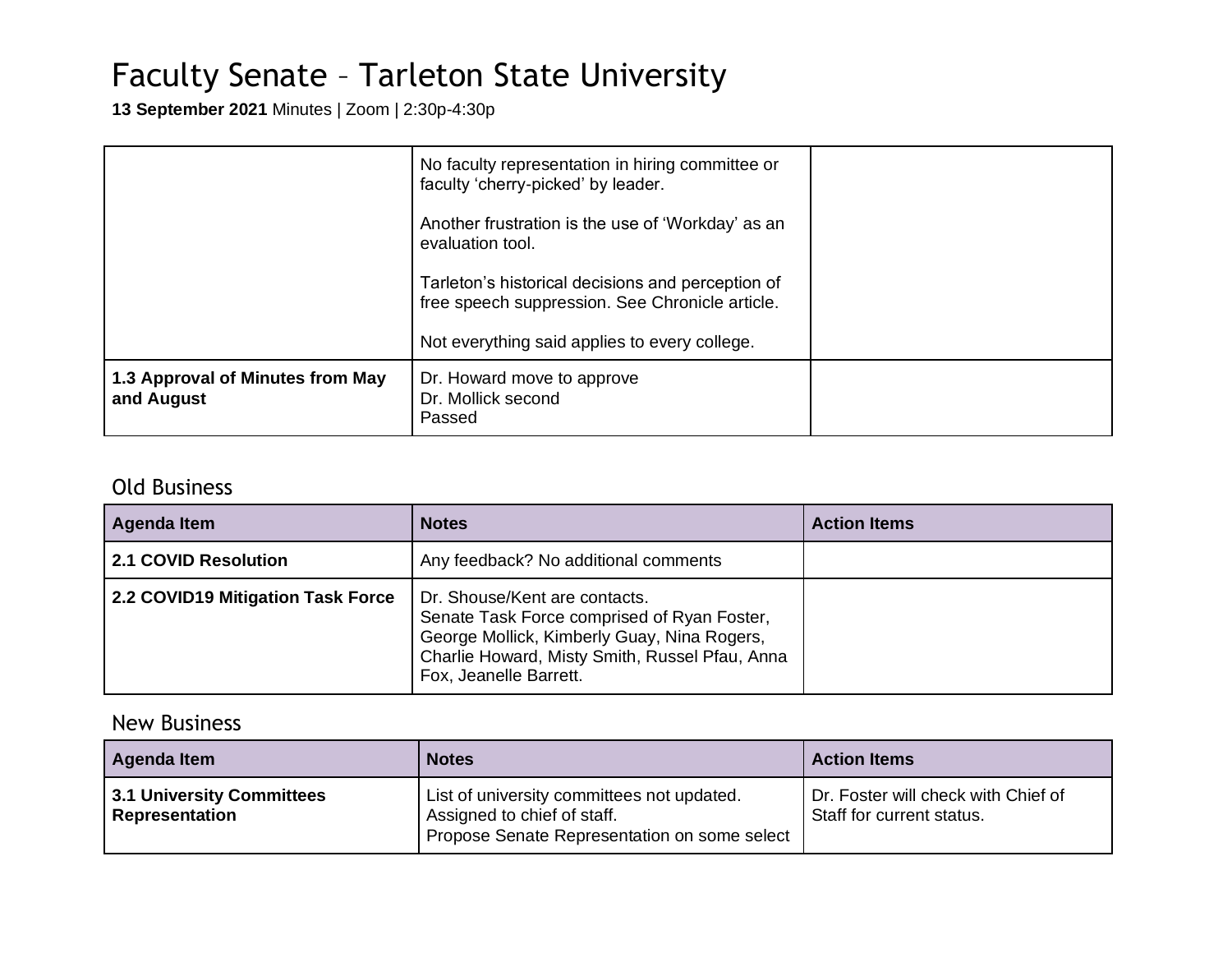# Faculty Senate – Tarleton State University

**13 September 2021** Minutes | Zoom | 2:30p-4:30p

| | | |
|---|---|---|
| | No faculty representation in hiring committee or faculty 'cherry-picked' by leader.<br><br>Another frustration is the use of 'Workday' as an evaluation tool.<br><br>Tarleton's historical decisions and perception of free speech suppression. See Chronicle article.<br><br>Not everything said applies to every college. | |
| **1.3 Approval of Minutes from May and August** | Dr. Howard move to approve<br>Dr. Mollick second<br>Passed | |

## Old Business

| Agenda Item | Notes | Action Items |
|---|---|---|
| **2.1 COVID Resolution** | Any feedback? No additional comments | |
| **2.2 COVID19 Mitigation Task Force** | Dr. Shouse/Kent are contacts.<br>Senate Task Force comprised of Ryan Foster, George Mollick, Kimberly Guay, Nina Rogers, Charlie Howard, Misty Smith, Russel Pfau, Anna Fox, Jeanelle Barrett. | |

## New Business

| Agenda Item | Notes | Action Items |
|---|---|---|
| **3.1 University Committees Representation** | List of university committees not updated.<br>Assigned to chief of staff.<br>Propose Senate Representation on some select | Dr. Foster will check with Chief of Staff for current status. |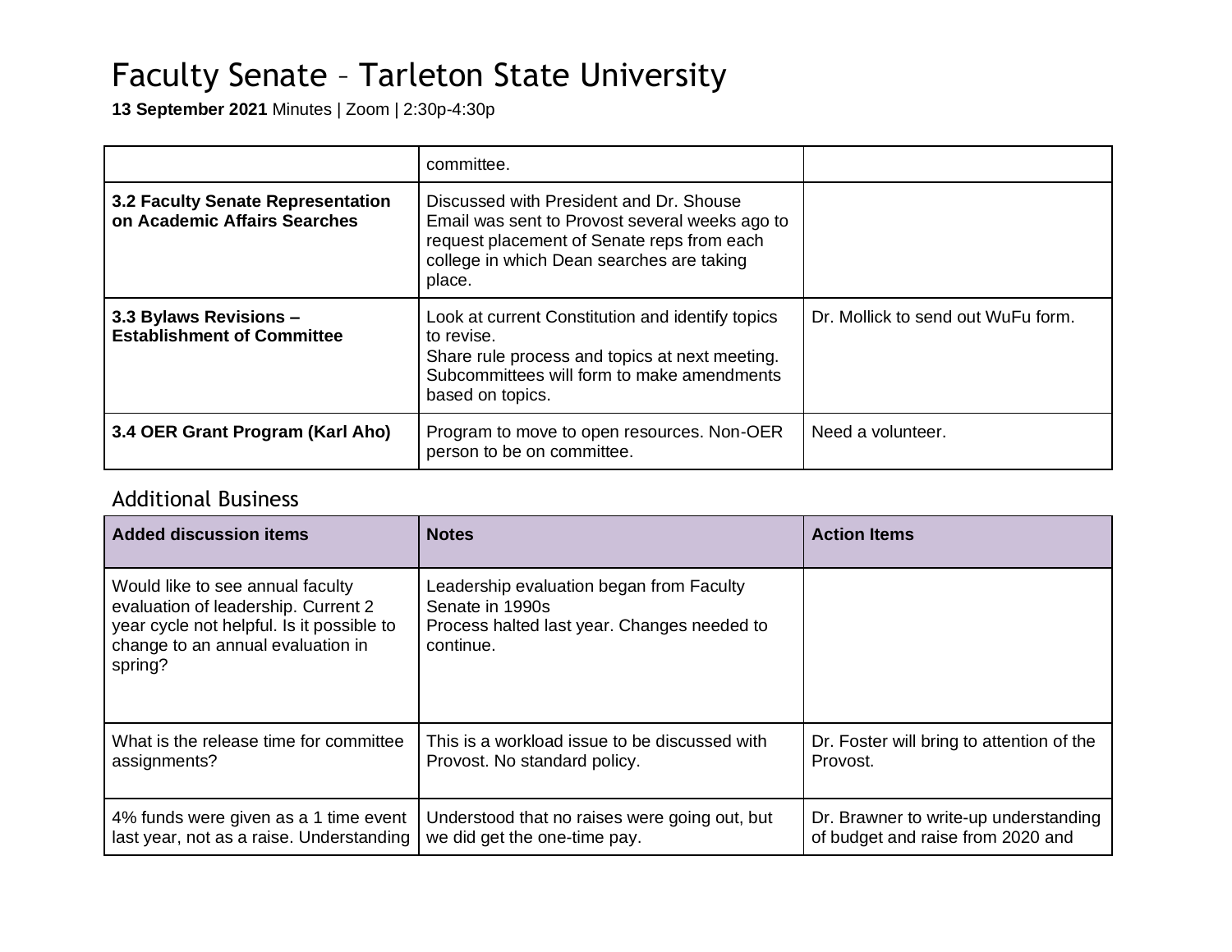# Faculty Senate – Tarleton State University

**13 September 2021** Minutes | Zoom | 2:30p-4:30p

| | | |
|---|---|---|
| | committee. | |
| **3.2 Faculty Senate Representation on Academic Affairs Searches** | Discussed with President and Dr. Shouse<br>Email was sent to Provost several weeks ago to request placement of Senate reps from each college in which Dean searches are taking place. | |
| **3.3 Bylaws Revisions – Establishment of Committee** | Look at current Constitution and identify topics to revise.<br>Share rule process and topics at next meeting. Subcommittees will form to make amendments based on topics. | Dr. Mollick to send out WuFu form. |
| **3.4 OER Grant Program (Karl Aho)** | Program to move to open resources. Non-OER person to be on committee. | Need a volunteer. |

## Additional Business

| Added discussion items | Notes | Action Items |
|---|---|---|
| Would like to see annual faculty evaluation of leadership. Current 2 year cycle not helpful. Is it possible to change to an annual evaluation in spring? | Leadership evaluation began from Faculty Senate in 1990s<br>Process halted last year. Changes needed to continue. | |
| What is the release time for committee assignments? | This is a workload issue to be discussed with Provost. No standard policy. | Dr. Foster will bring to attention of the Provost. |
| 4% funds were given as a 1 time event last year, not as a raise. Understanding | Understood that no raises were going out, but we did get the one-time pay. | Dr. Brawner to write-up understanding of budget and raise from 2020 and |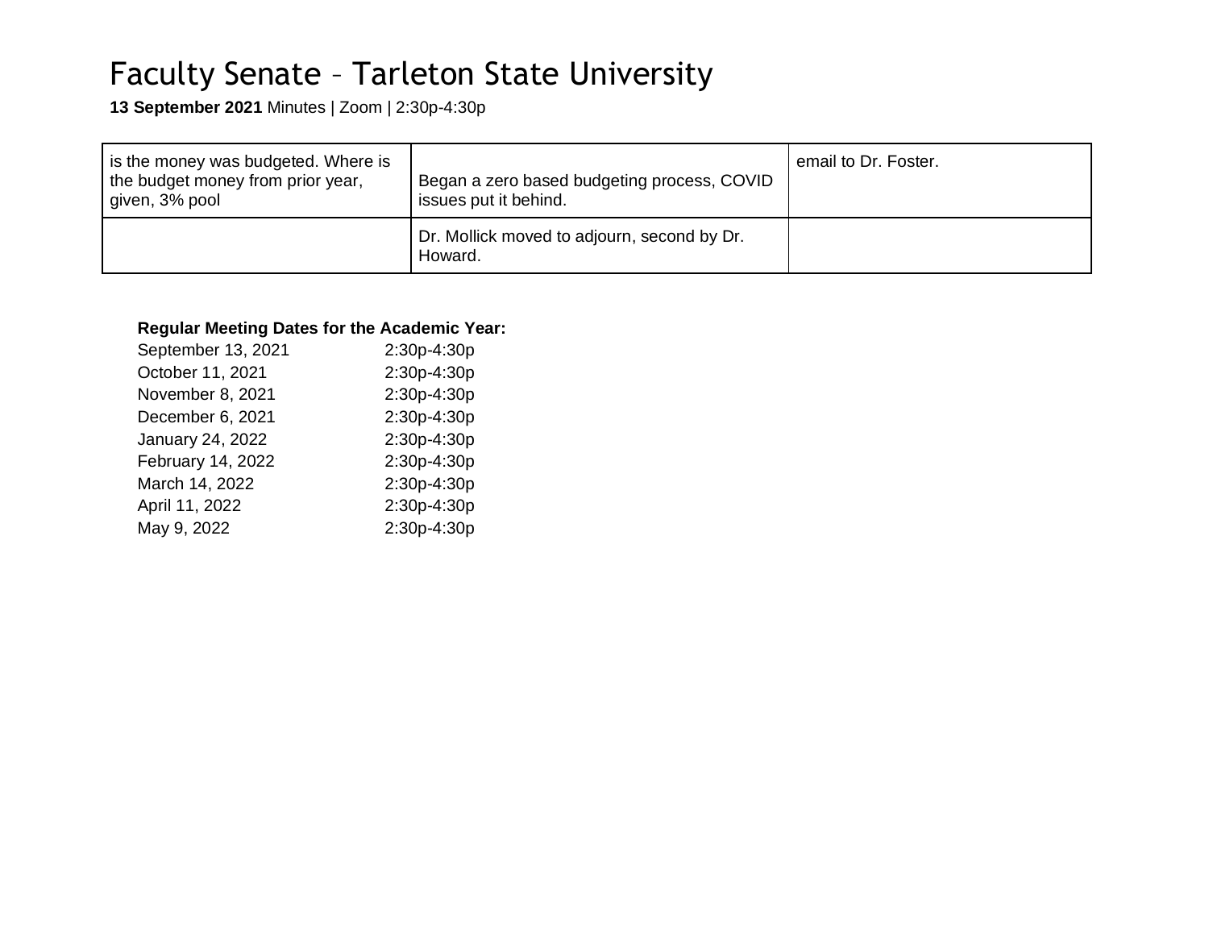# Faculty Senate – Tarleton State University

**13 September 2021** Minutes | Zoom | 2:30p-4:30p

| | | |
|---|---|---|
| is the money was budgeted. Where is the budget money from prior year, given, 3% pool | Began a zero based budgeting process, COVID issues put it behind. | email to Dr. Foster. |
| | Dr. Mollick moved to adjourn, second by Dr. Howard. | |

**Regular Meeting Dates for the Academic Year:**

| | |
|---|---|
| September 13, 2021 | 2:30p-4:30p |
| October 11, 2021 | 2:30p-4:30p |
| November 8, 2021 | 2:30p-4:30p |
| December 6, 2021 | 2:30p-4:30p |
| January 24, 2022 | 2:30p-4:30p |
| February 14, 2022 | 2:30p-4:30p |
| March 14, 2022 | 2:30p-4:30p |
| April 11, 2022 | 2:30p-4:30p |
| May 9, 2022 | 2:30p-4:30p |